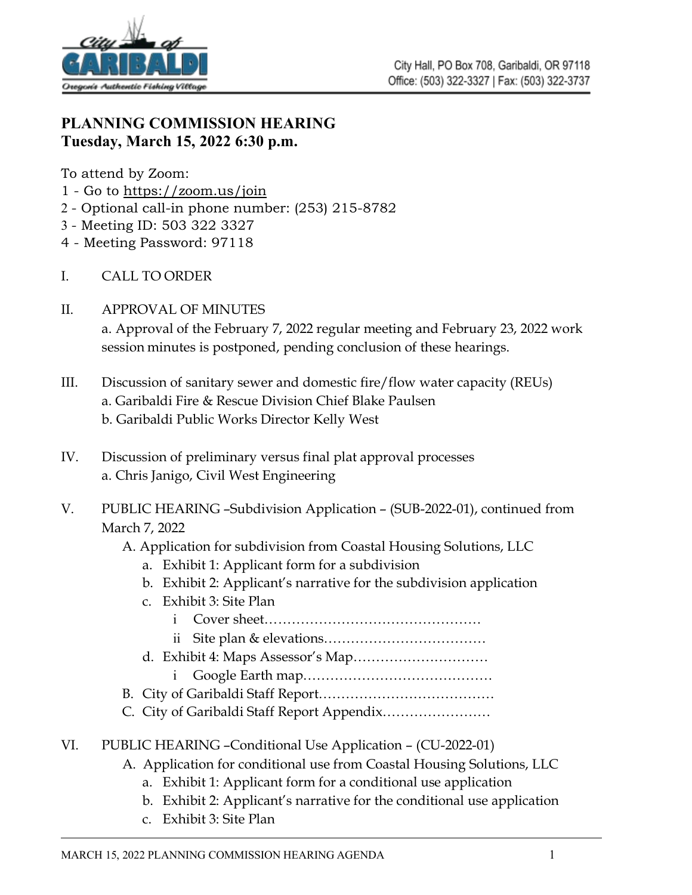City of GARIBALDI
Oregon's Authentic Fishing Village

City Hall, PO Box 708, Garibaldi, OR 97118
Office: (503) 322-3327 | Fax: (503) 322-3737

# PLANNING COMMISSION HEARING
## Tuesday, March 15, 2022 6:30 p.m.

To attend by Zoom:
1 - Go to https://zoom.us/join
2 - Optional call-in phone number: (253) 215-8782
3 - Meeting ID: 503 322 3327
4 - Meeting Password: 97118

I. CALL TO ORDER

II. APPROVAL OF MINUTES
   a. Approval of the February 7, 2022 regular meeting and February 23, 2022 work session minutes is postponed, pending conclusion of these hearings.

III. Discussion of sanitary sewer and domestic fire/flow water capacity (REUs)
   a. Garibaldi Fire & Rescue Division Chief Blake Paulsen
   b. Garibaldi Public Works Director Kelly West

IV. Discussion of preliminary versus final plat approval processes
   a. Chris Janigo, Civil West Engineering

V. PUBLIC HEARING –Subdivision Application – (SUB-2022-01), continued from March 7, 2022
   A. Application for subdivision from Coastal Housing Solutions, LLC
      a. Exhibit 1: Applicant form for a subdivision
      b. Exhibit 2: Applicant's narrative for the subdivision application
      c. Exhibit 3: Site Plan
         i Cover sheet…………………………………………
         ii Site plan & elevations………………………………
      d. Exhibit 4: Maps Assessor's Map…………………………
         i Google Earth map……………………………………
   B. City of Garibaldi Staff Report…………………………………
   C. City of Garibaldi Staff Report Appendix……………………

VI. PUBLIC HEARING –Conditional Use Application – (CU-2022-01)
   A. Application for conditional use from Coastal Housing Solutions, LLC
      a. Exhibit 1: Applicant form for a conditional use application
      b. Exhibit 2: Applicant's narrative for the conditional use application
      c. Exhibit 3: Site Plan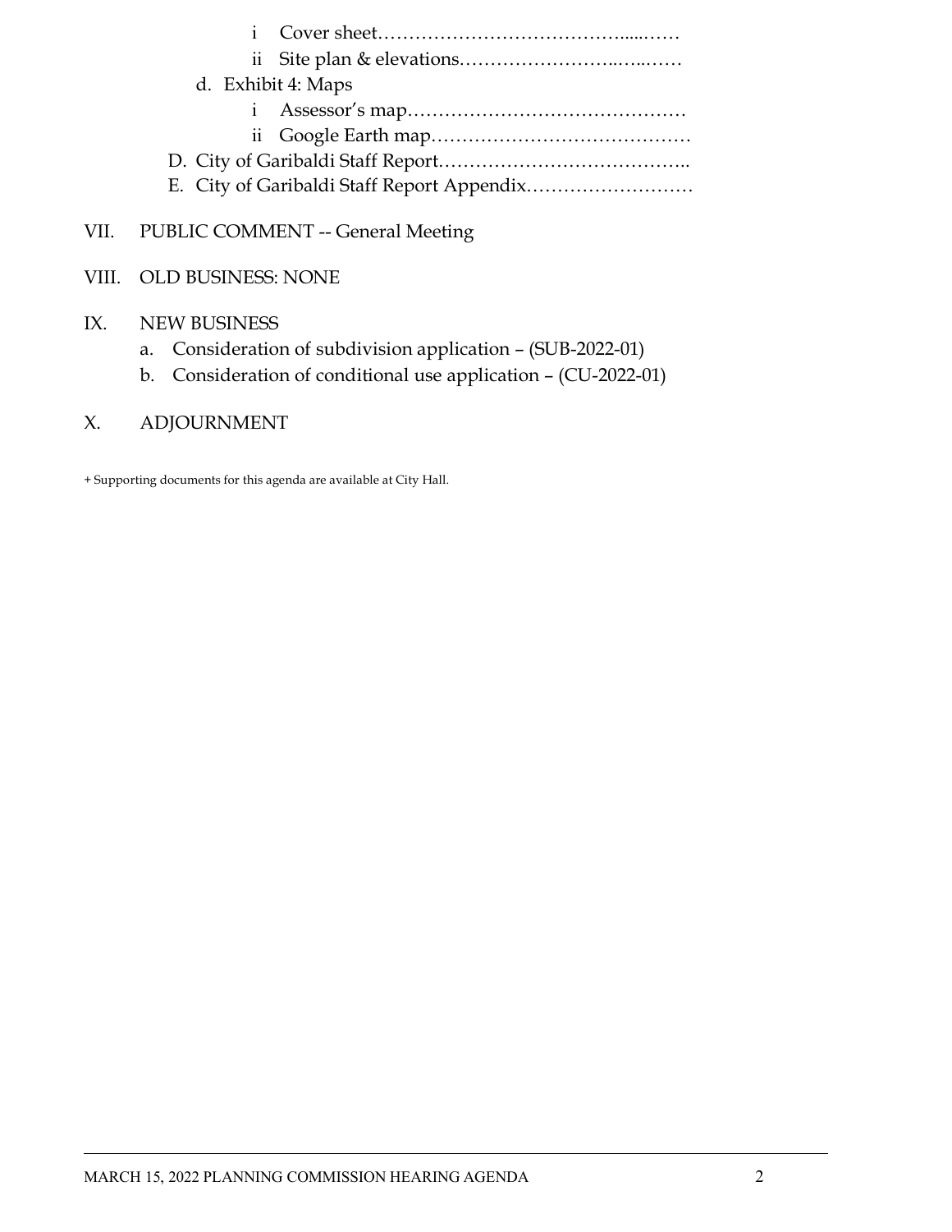- i Cover sheet…………………………………......……
- ii Site plan & elevations……………………..…..……

d. Exhibit 4: Maps

- i Assessor's map………………………………………
- ii Google Earth map……………………………………

D. City of Garibaldi Staff Report…………………………………..

E. City of Garibaldi Staff Report Appendix………………………

VII. PUBLIC COMMENT -- General Meeting

VIII. OLD BUSINESS: NONE

IX. NEW BUSINESS

a. Consideration of subdivision application – (SUB-2022-01)

b. Consideration of conditional use application – (CU-2022-01)

X. ADJOURNMENT

+ Supporting documents for this agenda are available at City Hall.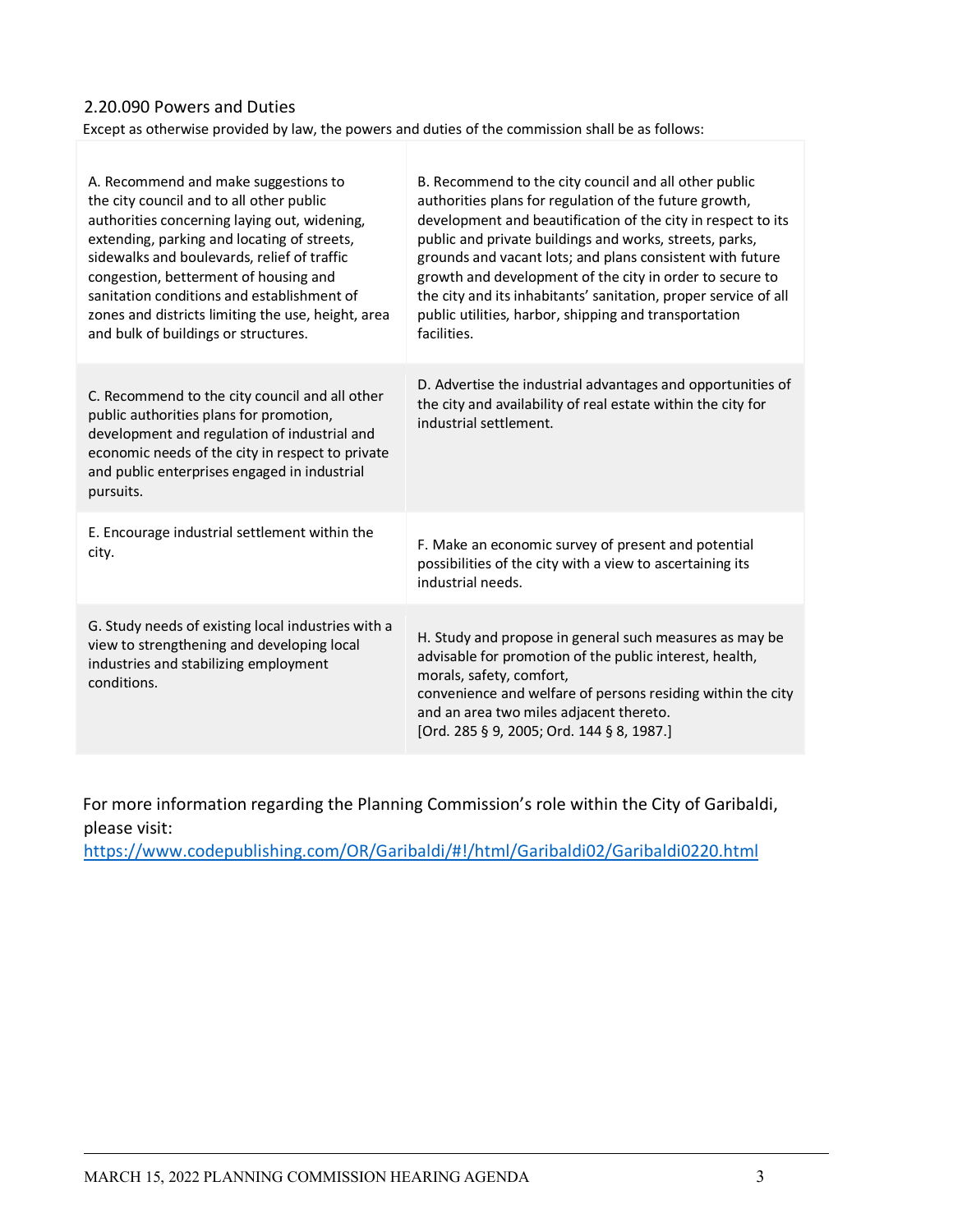## 2.20.090 Powers and Duties

Except as otherwise provided by law, the powers and duties of the commission shall be as follows:

| | |
|---|---|
| A. Recommend and make suggestions to the city council and to all other public authorities concerning laying out, widening, extending, parking and locating of streets, sidewalks and boulevards, relief of traffic congestion, betterment of housing and sanitation conditions and establishment of zones and districts limiting the use, height, area and bulk of buildings or structures. | B. Recommend to the city council and all other public authorities plans for regulation of the future growth, development and beautification of the city in respect to its public and private buildings and works, streets, parks, grounds and vacant lots; and plans consistent with future growth and development of the city in order to secure to the city and its inhabitants' sanitation, proper service of all public utilities, harbor, shipping and transportation facilities. |
| C. Recommend to the city council and all other public authorities plans for promotion, development and regulation of industrial and economic needs of the city in respect to private and public enterprises engaged in industrial pursuits. | D. Advertise the industrial advantages and opportunities of the city and availability of real estate within the city for industrial settlement. |
| E. Encourage industrial settlement within the city. | F. Make an economic survey of present and potential possibilities of the city with a view to ascertaining its industrial needs. |
| G. Study needs of existing local industries with a view to strengthening and developing local industries and stabilizing employment conditions. | H. Study and propose in general such measures as may be advisable for promotion of the public interest, health, morals, safety, comfort, convenience and welfare of persons residing within the city and an area two miles adjacent thereto. [Ord. 285 § 9, 2005; Ord. 144 § 8, 1987.] |

For more information regarding the Planning Commission's role within the City of Garibaldi, please visit: https://www.codepublishing.com/OR/Garibaldi/#!/html/Garibaldi02/Garibaldi0220.html